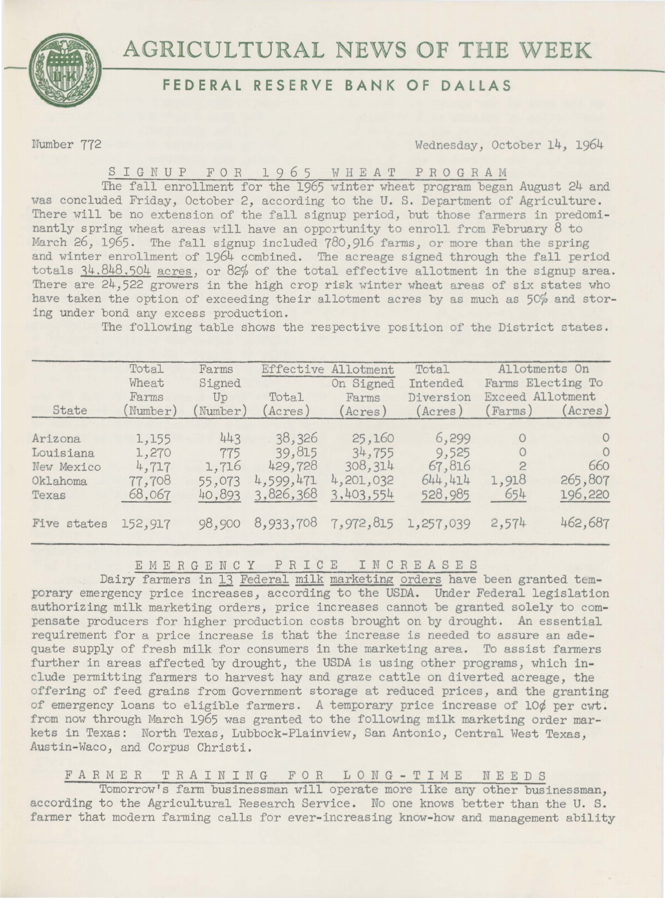# AGRICULTURAL NEWS OF THE WEEK

## FEDERAL RESERVE BANK OF DALLAS

Number 772

Wednesday, October 14, 1964

### SIGNUP FOR 1965 WHEAT PROGRAM

The fall enrollment for the 1965 winter wheat program began August 24 and was concluded Friday, October 2, according to the U. S. Department of Agriculture. There will be no extension of the fall signup period, but those farmers in predominantly spring wheat areas will have an opportunity to enroll from February 8 to March 26, 1965. The fall signup included 780,916 farms, or more than the spring and winter enrollment of 1964 combined. The acreage signed through the fall period totals 34,848,504 acres, or 82% of the total effective allotment in the signup area. There are 24,522 growers in the high crop risk winter wheat areas of six states who have taken the option of exceeding their allotment acres by as much as 50% and storing under bond any excess production.

The following table shows the respective position of the District states.

| State | Total Wheat Farms (Number) | Farms Signed Up (Number) | Effective Allotment Total (Acres) | Effective Allotment On Signed Farms (Acres) | Total Intended Diversion (Acres) | Allotments On Farms Electing To Exceed Allotment (Farms) | Allotments On Farms Electing To Exceed Allotment (Acres) |
|---|---|---|---|---|---|---|---|
| Arizona | 1,155 | 443 | 38,326 | 25,160 | 6,299 | 0 | 0 |
| Louisiana | 1,270 | 775 | 39,815 | 34,755 | 9,525 | 0 | 0 |
| New Mexico | 4,717 | 1,716 | 429,728 | 308,314 | 67,816 | 2 | 660 |
| Oklahoma | 77,708 | 55,073 | 4,599,471 | 4,201,032 | 644,414 | 1,918 | 265,807 |
| Texas | 68,067 | 40,893 | 3,826,368 | 3,403,554 | 528,985 | 654 | 196,220 |
| Five states | 152,917 | 98,900 | 8,933,708 | 7,972,815 | 1,257,039 | 2,574 | 462,687 |

### EMERGENCY PRICE INCREASES

Dairy farmers in 13 Federal milk marketing orders have been granted temporary emergency price increases, according to the USDA. Under Federal legislation authorizing milk marketing orders, price increases cannot be granted solely to compensate producers for higher production costs brought on by drought. An essential requirement for a price increase is that the increase is needed to assure an adequate supply of fresh milk for consumers in the marketing area. To assist farmers further in areas affected by drought, the USDA is using other programs, which include permitting farmers to harvest hay and graze cattle on diverted acreage, the offering of feed grains from Government storage at reduced prices, and the granting of emergency loans to eligible farmers. A temporary price increase of 10¢ per cwt. from now through March 1965 was granted to the following milk marketing order markets in Texas: North Texas, Lubbock-Plainview, San Antonio, Central West Texas, Austin-Waco, and Corpus Christi.

### FARMER TRAINING FOR LONG-TIME NEEDS

Tomorrow's farm businessman will operate more like any other businessman, according to the Agricultural Research Service. No one knows better than the U. S. farmer that modern farming calls for ever-increasing know-how and management ability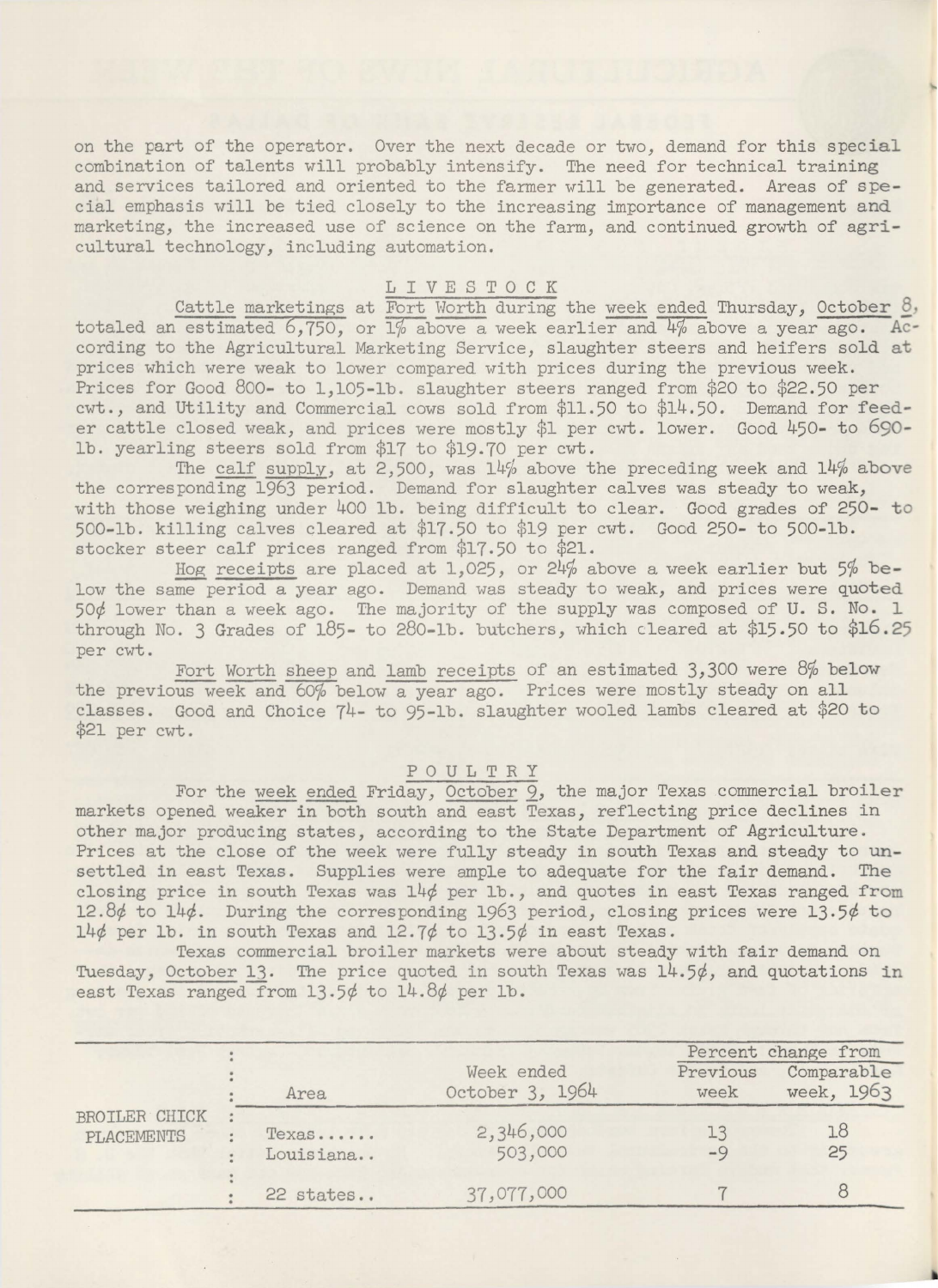on the part of the operator. Over the next decade or two, demand for this special combination of talents will probably intensify. The need for technical training and services tailored and oriented to the farmer will be generated. Areas of special emphasis will be tied closely to the increasing importance of management and marketing, the increased use of science on the farm, and continued growth of agricultural technology, including automation.

## LIVESTOCK

Cattle marketings at Fort Worth during the week ended Thursday, October 8, totaled an estimated 6,750, or 1% above a week earlier and 4% above a year ago. According to the Agricultural Marketing Service, slaughter steers and heifers sold at prices which were weak to lower compared with prices during the previous week. Prices for Good 800- to 1,105-lb. slaughter steers ranged from $20 to $22.50 per cwt., and Utility and Commercial cows sold from $11.50 to $14.50. Demand for feeder cattle closed weak, and prices were mostly $1 per cwt. lower. Good 450- to 690-lb. yearling steers sold from $17 to $19.70 per cwt.

The calf supply, at 2,500, was 14% above the preceding week and 14% above the corresponding 1963 period. Demand for slaughter calves was steady to weak, with those weighing under 400 lb. being difficult to clear. Good grades of 250- to 500-lb. killing calves cleared at $17.50 to $19 per cwt. Good 250- to 500-lb. stocker steer calf prices ranged from $17.50 to $21.

Hog receipts are placed at 1,025, or 24% above a week earlier but 5% below the same period a year ago. Demand was steady to weak, and prices were quoted 50¢ lower than a week ago. The majority of the supply was composed of U. S. No. 1 through No. 3 Grades of 185- to 280-lb. butchers, which cleared at $15.50 to $16.25 per cwt.

Fort Worth sheep and lamb receipts of an estimated 3,300 were 8% below the previous week and 60% below a year ago. Prices were mostly steady on all classes. Good and Choice 74- to 95-lb. slaughter wooled lambs cleared at $20 to $21 per cwt.

## POULTRY

For the week ended Friday, October 9, the major Texas commercial broiler markets opened weaker in both south and east Texas, reflecting price declines in other major producing states, according to the State Department of Agriculture. Prices at the close of the week were fully steady in south Texas and steady to unsettled in east Texas. Supplies were ample to adequate for the fair demand. The closing price in south Texas was 14¢ per lb., and quotes in east Texas ranged from 12.8¢ to 14¢. During the corresponding 1963 period, closing prices were 13.5¢ to 14¢ per lb. in south Texas and 12.7¢ to 13.5¢ in east Texas.

Texas commercial broiler markets were about steady with fair demand on Tuesday, October 13. The price quoted in south Texas was 14.5¢, and quotations in east Texas ranged from 13.5¢ to 14.8¢ per lb.

| | Area | Week ended October 3, 1964 | Percent change from Previous week | Percent change from Comparable week, 1963 |
|---|---|---|---|---|
| BROILER CHICK PLACEMENTS | Texas...... | 2,346,000 | 13 | 18 |
| | Louisiana.. | 503,000 | -9 | 25 |
| | 22 states.. | 37,077,000 | 7 | 8 |